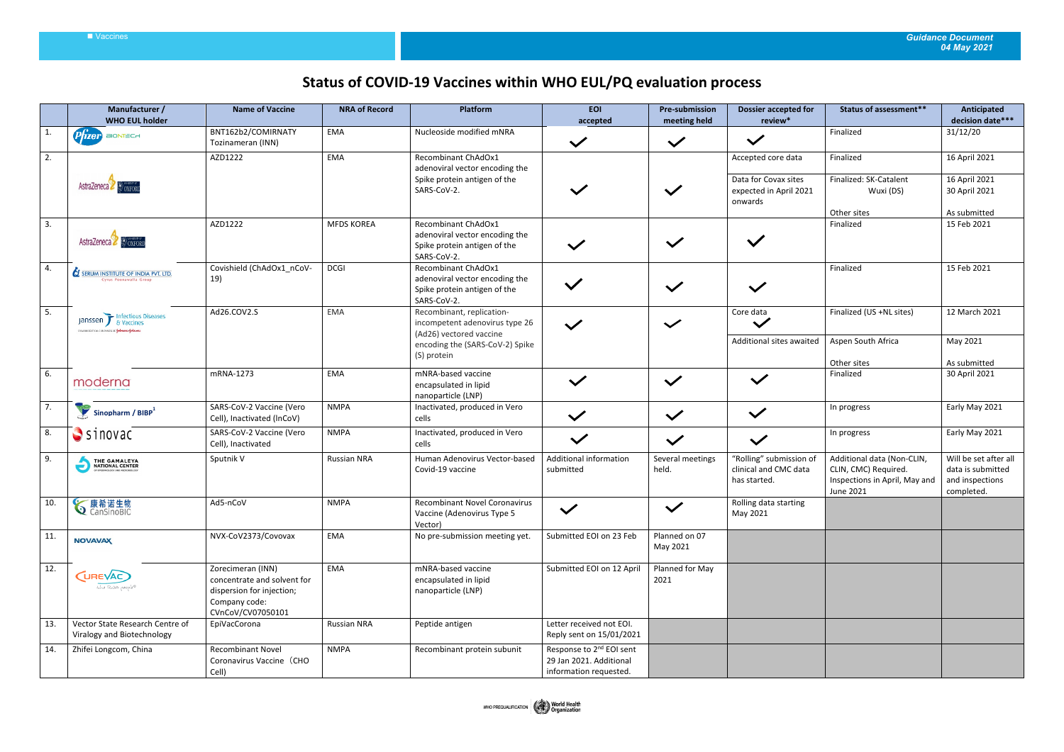# Status of COVID-19 Vaccines within WHO EUL/PQ evaluation process

| | Manufacturer / WHO EUL holder | Name of Vaccine | NRA of Record | Platform | EOI accepted | Pre-submission meeting held | Dossier accepted for review* | Status of assessment** | Anticipated decision date*** |
|---|---|---|---|---|---|---|---|---|---|
| 1. | Pfizer BIONTECH | BNT162b2/COMIRNATY Tozinameran (INN) | EMA | Nucleoside modified mRNA | ✓ | ✓ | ✓ | Finalized | 31/12/20 |
| 2. | AstraZeneca / Oxford | AZD1222 | EMA | Recombinant ChAdOx1 adenoviral vector encoding the Spike protein antigen of the SARS-CoV-2. | ✓ | ✓ | Accepted core data | Finalized | 16 April 2021 |
| | | | | | | | Data for Covax sites expected in April 2021 onwards | Finalized: SK-Catalent Wuxi (DS)<br>Other sites | 16 April 2021<br>30 April 2021<br>As submitted |
| 3. | AstraZeneca / Oxford | AZD1222 | MFDS KOREA | Recombinant ChAdOx1 adenoviral vector encoding the Spike protein antigen of the SARS-CoV-2. | ✓ | ✓ | ✓ | Finalized | 15 Feb 2021 |
| 4. | SERUM INSTITUTE OF INDIA PVT. LTD. | Covishield (ChAdOx1_nCoV-19) | DCGI | Recombinant ChAdOx1 adenoviral vector encoding the Spike protein antigen of the SARS-CoV-2. | ✓ | ✓ | ✓ | Finalized | 15 Feb 2021 |
| 5. | Janssen Infectious Diseases & Vaccines | Ad26.COV2.S | EMA | Recombinant, replication-incompetent adenovirus type 26 (Ad26) vectored vaccine encoding the (SARS-CoV-2) Spike (S) protein | ✓ | ✓ | Core data ✓ | Finalized (US +NL sites) | 12 March 2021 |
| | | | | | | | Additional sites awaited | Aspen South Africa<br>Other sites | May 2021<br>As submitted |
| 6. | moderna | mRNA-1273 | EMA | mRNA-based vaccine encapsulated in lipid nanoparticle (LNP) | ✓ | ✓ | ✓ | Finalized | 30 April 2021 |
| 7. | Sinopharm / BIBP[1] | SARS-CoV-2 Vaccine (Vero Cell), Inactivated (InCoV) | NMPA | Inactivated, produced in Vero cells | ✓ | ✓ | ✓ | In progress | Early May 2021 |
| 8. | Sinovac | SARS-CoV-2 Vaccine (Vero Cell), Inactivated | NMPA | Inactivated, produced in Vero cells | ✓ | ✓ | ✓ | In progress | Early May 2021 |
| 9. | THE GAMALEYA NATIONAL CENTER | Sputnik V | Russian NRA | Human Adenovirus Vector-based Covid-19 vaccine | Additional information submitted | Several meetings held. | "Rolling" submission of clinical and CMC data has started. | Additional data (Non-CLIN, CLIN, CMC) Required. Inspections in April, May and June 2021 | Will be set after all data is submitted and inspections completed. |
| 10. | 康希诺生物 CanSinoBIC | Ad5-nCoV | NMPA | Recombinant Novel Coronavirus Vaccine (Adenovirus Type 5 Vector) | ✓ | ✓ | Rolling data starting May 2021 | | |
| 11. | NOVAVAX | NVX-CoV2373/Covovax | EMA | No pre-submission meeting yet. | Submitted EOI on 23 Feb | Planned on 07 May 2021 | | | |
| 12. | CUREVAC | Zorecimeran (INN) concentrate and solvent for dispersion for injection; Company code: CVnCoV/CV07050101 | EMA | mRNA-based vaccine encapsulated in lipid nanoparticle (LNP) | Submitted EOI on 12 April | Planned for May 2021 | | | |
| 13. | Vector State Research Centre of Viralogy and Biotechnology | EpiVacCorona | Russian NRA | Peptide antigen | Letter received not EOI. Reply sent on 15/01/2021 | | | | |
| 14. | Zhifei Longcom, China | Recombinant Novel Coronavirus Vaccine（CHO Cell) | NMPA | Recombinant protein subunit | Response to 2nd EOI sent 29 Jan 2021. Additional information requested. | | | | |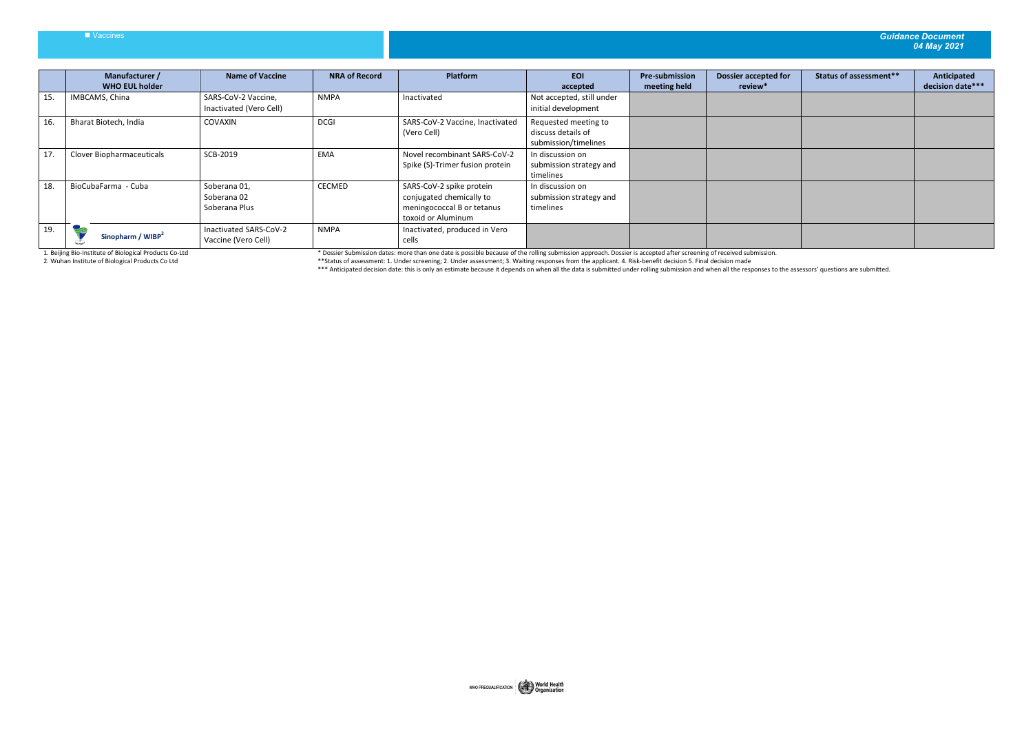| | Manufacturer / WHO EUL holder | Name of Vaccine | NRA of Record | Platform | EOI accepted | Pre-submission meeting held | Dossier accepted for review* | Status of assessment** | Anticipated decision date*** |
|---|---|---|---|---|---|---|---|---|---|
| 15. | IMBCAMS, China | SARS-CoV-2 Vaccine, Inactivated (Vero Cell) | NMPA | Inactivated | Not accepted, still under initial development | | | | |
| 16. | Bharat Biotech, India | COVAXIN | DCGI | SARS-CoV-2 Vaccine, Inactivated (Vero Cell) | Requested meeting to discuss details of submission/timelines | | | | |
| 17. | Clover Biopharmaceuticals | SCB-2019 | EMA | Novel recombinant SARS-CoV-2 Spike (S)-Trimer fusion protein | In discussion on submission strategy and timelines | | | | |
| 18. | BioCubaFarma - Cuba | Soberana 01, Soberana 02 Soberana Plus | CECMED | SARS-CoV-2 spike protein conjugated chemically to meningococcal B or tetanus toxoid or Aluminum | In discussion on submission strategy and timelines | | | | |
| 19. | Sinopharm / WIBP[2] | Inactivated SARS-CoV-2 Vaccine (Vero Cell) | NMPA | Inactivated, produced in Vero cells | | | | | |

1. Beijing Bio-Institute of Biological Products Co-Ltd
2. Wuhan Institute of Biological Products Co Ltd

\* Dossier Submission dates: more than one date is possible because of the rolling submission approach. Dossier is accepted after screening of received submission.

\*\*Status of assessment: 1. Under screening; 2. Under assessment; 3. Waiting responses from the applicant. 4. Risk-benefit decision 5. Final decision made

\*\*\* Anticipated decision date: this is only an estimate because it depends on when all the data is submitted under rolling submission and when all the responses to the assessors' questions are submitted.